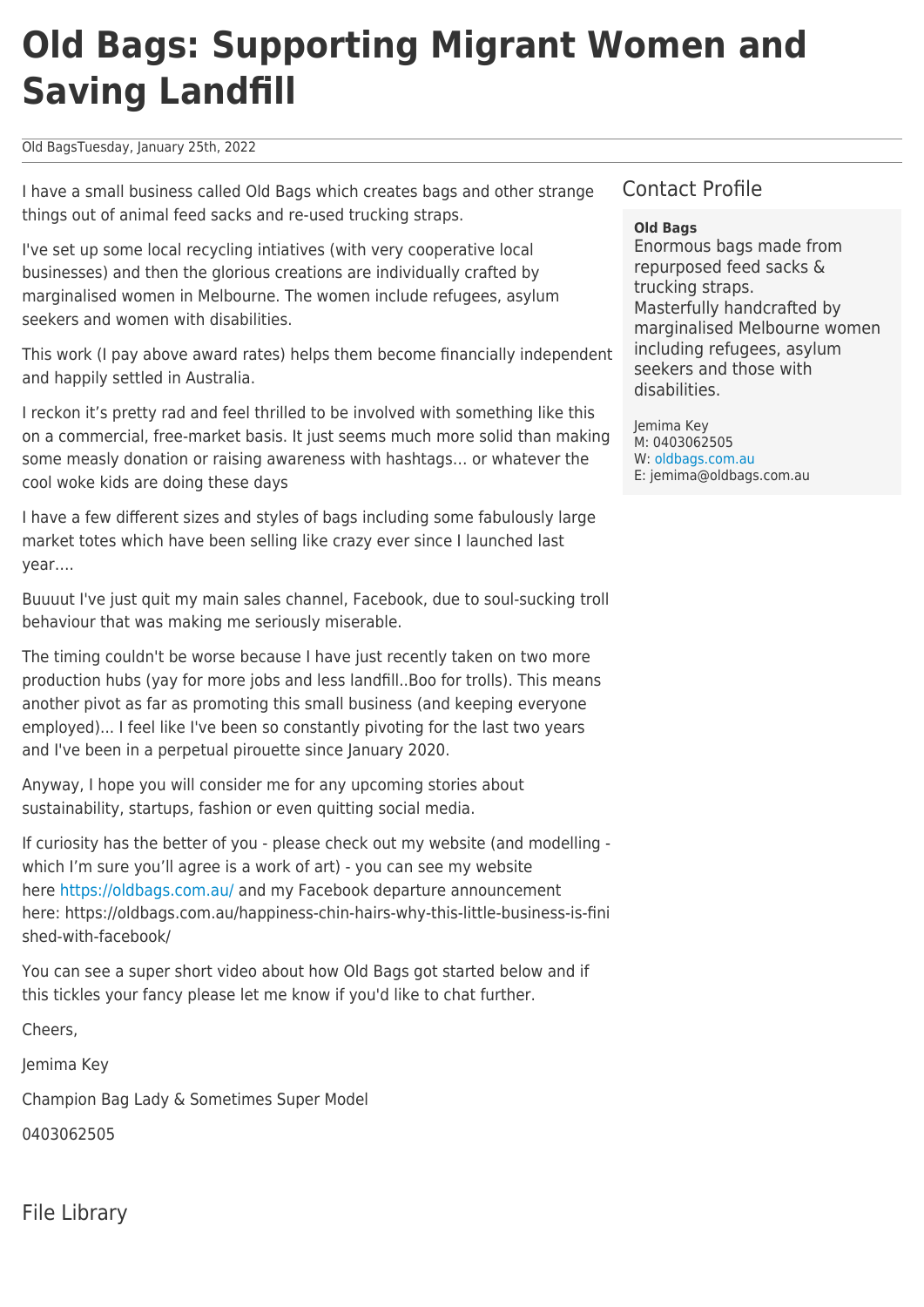# Old Bags: Supporting Migrant Women and Saving Landfill

Old BagsTuesday, January 25th, 2022

I have a small business called Old Bags which creates bags and other strange things out of animal feed sacks and re-used trucking straps.

I've set up some local recycling intiatives (with very cooperative local businesses) and then the glorious creations are individually crafted by marginalised women in Melbourne. The women include refugees, asylum seekers and women with disabilities.

This work (I pay above award rates) helps them become financially independent and happily settled in Australia.

I reckon it's pretty rad and feel thrilled to be involved with something like this on a commercial, free-market basis. It just seems much more solid than making some measly donation or raising awareness with hashtags… or whatever the cool woke kids are doing these days

I have a few different sizes and styles of bags including some fabulously large market totes which have been selling like crazy ever since I launched last year….

Buuuut I've just quit my main sales channel, Facebook, due to soul-sucking troll behaviour that was making me seriously miserable.

The timing couldn't be worse because I have just recently taken on two more production hubs (yay for more jobs and less landfill..Boo for trolls). This means another pivot as far as promoting this small business (and keeping everyone employed)... I feel like I've been so constantly pivoting for the last two years and I've been in a perpetual pirouette since January 2020.

Anyway, I hope you will consider me for any upcoming stories about sustainability, startups, fashion or even quitting social media.

If curiosity has the better of you - please check out my website (and modelling - which I'm sure you'll agree is a work of art) - you can see my website here https://oldbags.com.au/ and my Facebook departure announcement here: https://oldbags.com.au/happiness-chin-hairs-why-this-little-business-is-finished-with-facebook/

You can see a super short video about how Old Bags got started below and if this tickles your fancy please let me know if you'd like to chat further.

Cheers,

Jemima Key

Champion Bag Lady & Sometimes Super Model

0403062505

## Contact Profile

**Old Bags**

Enormous bags made from repurposed feed sacks & trucking straps.
Masterfully handcrafted by marginalised Melbourne women including refugees, asylum seekers and those with disabilities.

Jemima Key
M: 0403062505
W: oldbags.com.au
E: jemima@oldbags.com.au

## File Library